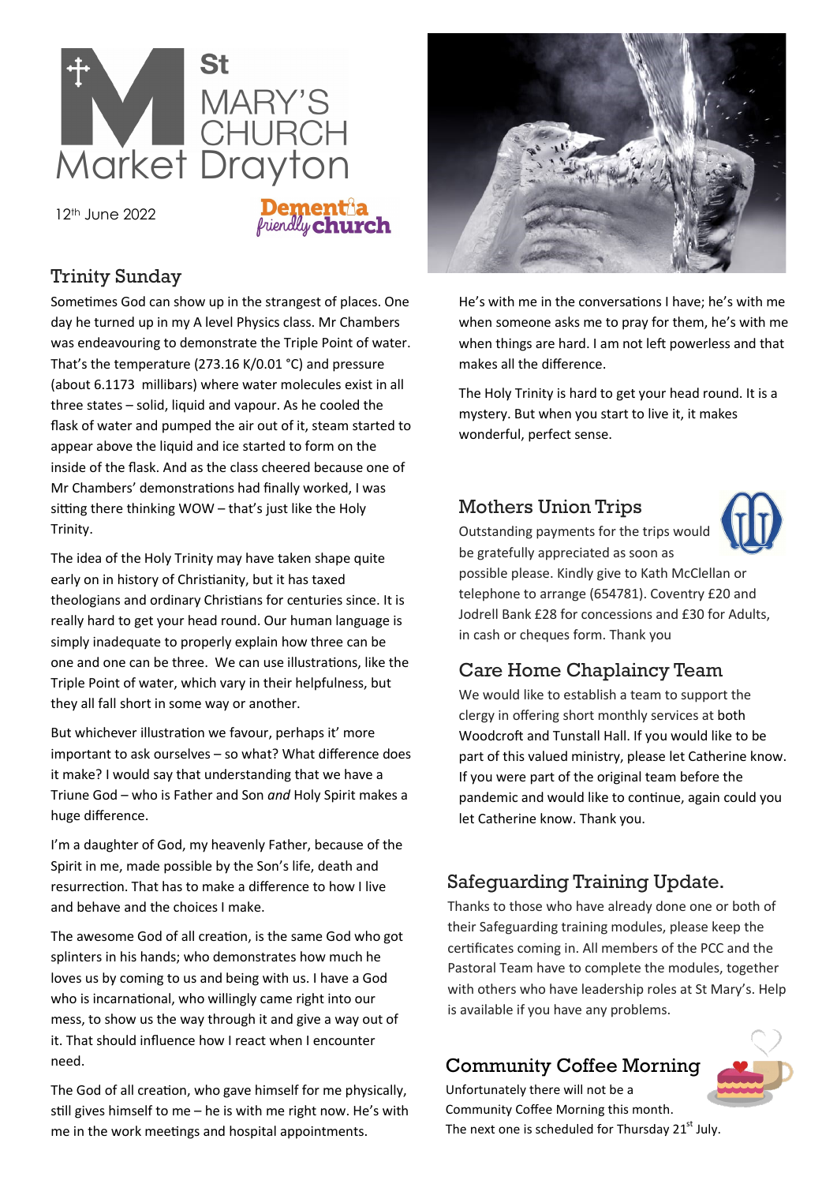# St MARY'S CHURCH Market Drayton

12th June 2022

Dementia friendly church

## Trinity Sunday

Sometimes God can show up in the strangest of places. One day he turned up in my A level Physics class. Mr Chambers was endeavouring to demonstrate the Triple Point of water. That's the temperature (273.16 K/0.01 °C) and pressure (about 6.1173 millibars) where water molecules exist in all three states – solid, liquid and vapour. As he cooled the flask of water and pumped the air out of it, steam started to appear above the liquid and ice started to form on the inside of the flask. And as the class cheered because one of Mr Chambers' demonstrations had finally worked, I was sitting there thinking WOW – that's just like the Holy Trinity.

The idea of the Holy Trinity may have taken shape quite early on in history of Christianity, but it has taxed theologians and ordinary Christians for centuries since. It is really hard to get your head round. Our human language is simply inadequate to properly explain how three can be one and one can be three. We can use illustrations, like the Triple Point of water, which vary in their helpfulness, but they all fall short in some way or another.

But whichever illustration we favour, perhaps it' more important to ask ourselves – so what? What difference does it make? I would say that understanding that we have a Triune God – who is Father and Son *and* Holy Spirit makes a huge difference.

I'm a daughter of God, my heavenly Father, because of the Spirit in me, made possible by the Son's life, death and resurrection. That has to make a difference to how I live and behave and the choices I make.

The awesome God of all creation, is the same God who got splinters in his hands; who demonstrates how much he loves us by coming to us and being with us. I have a God who is incarnational, who willingly came right into our mess, to show us the way through it and give a way out of it. That should influence how I react when I encounter need.

The God of all creation, who gave himself for me physically, still gives himself to me – he is with me right now. He's with me in the work meetings and hospital appointments. He's with me in the conversations I have; he's with me when someone asks me to pray for them, he's with me when things are hard. I am not left powerless and that makes all the difference.

The Holy Trinity is hard to get your head round. It is a mystery. But when you start to live it, it makes wonderful, perfect sense.

## Mothers Union Trips

Outstanding payments for the trips would be gratefully appreciated as soon as possible please. Kindly give to Kath McClellan or telephone to arrange (654781). Coventry £20 and Jodrell Bank £28 for concessions and £30 for Adults, in cash or cheques form. Thank you

## Care Home Chaplaincy Team

We would like to establish a team to support the clergy in offering short monthly services at both Woodcroft and Tunstall Hall. If you would like to be part of this valued ministry, please let Catherine know. If you were part of the original team before the pandemic and would like to continue, again could you let Catherine know. Thank you.

## Safeguarding Training Update.

Thanks to those who have already done one or both of their Safeguarding training modules, please keep the certificates coming in. All members of the PCC and the Pastoral Team have to complete the modules, together with others who have leadership roles at St Mary's. Help is available if you have any problems.

## Community Coffee Morning

Unfortunately there will not be a Community Coffee Morning this month. The next one is scheduled for Thursday 21st July.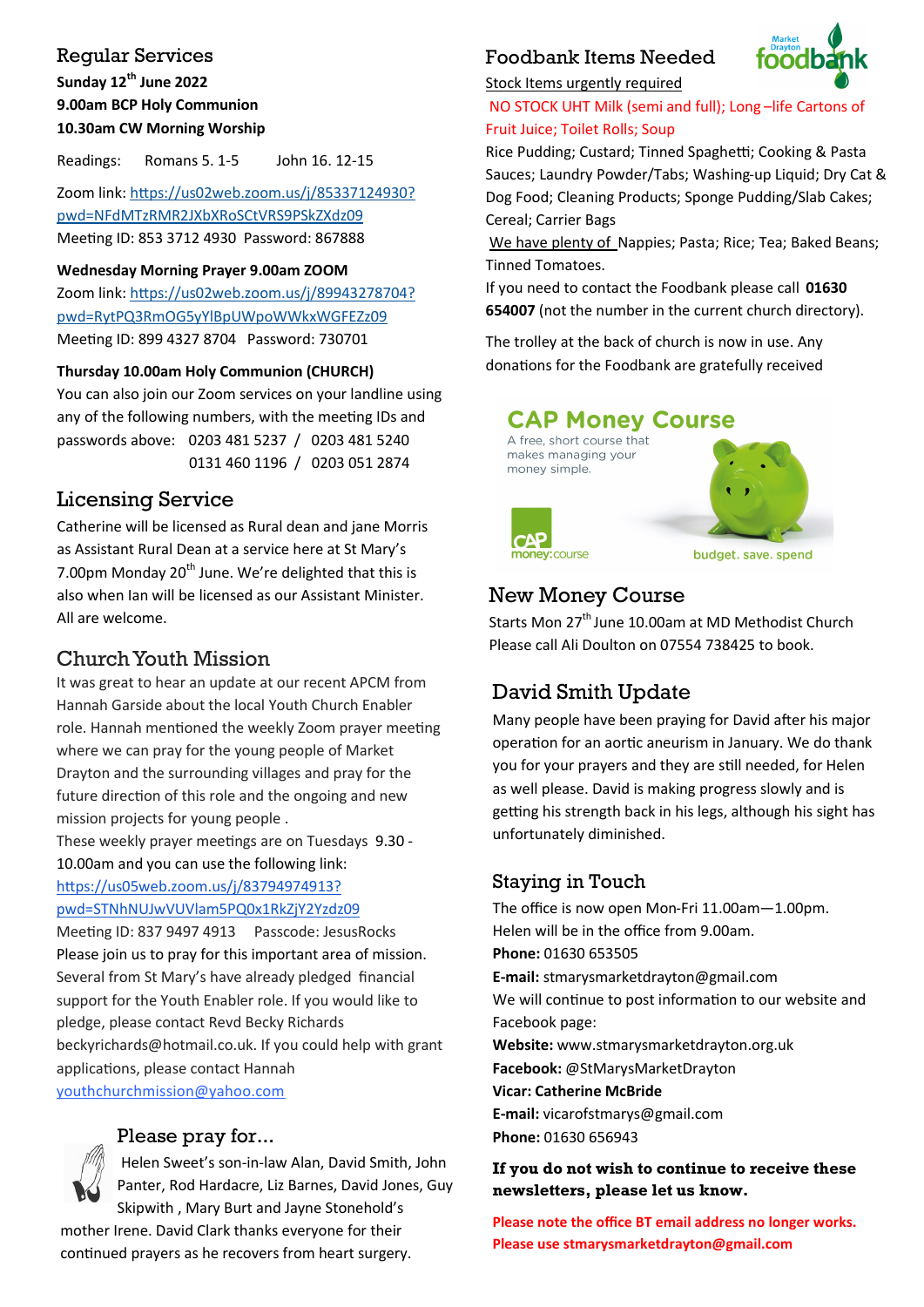## Regular Services

**Sunday 12th June 2022**
**9.00am BCP Holy Communion**
**10.30am CW Morning Worship**

Readings: Romans 5. 1-5 John 16. 12-15

Zoom link: https://us02web.zoom.us/j/85337124930?pwd=NFdMTzRMR2JXbXRoSCtVRS9PSkZXdz09
Meeting ID: 853 3712 4930 Password: 867888

**Wednesday Morning Prayer 9.00am ZOOM**
Zoom link: https://us02web.zoom.us/j/89943278704?pwd=RytPQ3RmOG5yYlBpUWpoWWkxWGFEZz09
Meeting ID: 899 4327 8704 Password: 730701

**Thursday 10.00am Holy Communion (CHURCH)**
You can also join our Zoom services on your landline using any of the following numbers, with the meeting IDs and passwords above: 0203 481 5237 / 0203 481 5240 / 0131 460 1196 / 0203 051 2874

## Licensing Service

Catherine will be licensed as Rural dean and jane Morris as Assistant Rural Dean at a service here at St Mary's 7.00pm Monday 20th June. We're delighted that this is also when Ian will be licensed as our Assistant Minister. All are welcome.

## Church Youth Mission

It was great to hear an update at our recent APCM from Hannah Garside about the local Youth Church Enabler role. Hannah mentioned the weekly Zoom prayer meeting where we can pray for the young people of Market Drayton and the surrounding villages and pray for the future direction of this role and the ongoing and new mission projects for young people .
These weekly prayer meetings are on Tuesdays 9.30 - 10.00am and you can use the following link:
https://us05web.zoom.us/j/83794974913?pwd=STNhNUJwVUVlam5PQ0x1RkZjY2Yzdz09
Meeting ID: 837 9497 4913 Passcode: JesusRocks
Please join us to pray for this important area of mission.
Several from St Mary's have already pledged financial support for the Youth Enabler role. If you would like to pledge, please contact Revd Becky Richards beckyrichards@hotmail.co.uk. If you could help with grant applications, please contact Hannah youthchurchmission@yahoo.com

## Please pray for...

Helen Sweet's son-in-law Alan, David Smith, John Panter, Rod Hardacre, Liz Barnes, David Jones, Guy Skipwith , Mary Burt and Jayne Stonehold's mother Irene. David Clark thanks everyone for their continued prayers as he recovers from heart surgery.

## Foodbank Items Needed

Market Drayton foodbank

Stock Items urgently required

NO STOCK UHT Milk (semi and full); Long –life Cartons of Fruit Juice; Toilet Rolls; Soup

Rice Pudding; Custard; Tinned Spaghetti; Cooking & Pasta Sauces; Laundry Powder/Tabs; Washing-up Liquid; Dry Cat & Dog Food; Cleaning Products; Sponge Pudding/Slab Cakes; Cereal; Carrier Bags

We have plenty of Nappies; Pasta; Rice; Tea; Baked Beans; Tinned Tomatoes.

If you need to contact the Foodbank please call **01630 654007** (not the number in the current church directory).

The trolley at the back of church is now in use. Any donations for the Foodbank are gratefully received

CAP Money Course
A free, short course that makes managing your money simple.
CAP money:course
budget. save. spend

## New Money Course

Starts Mon 27th June 10.00am at MD Methodist Church
Please call Ali Doulton on 07554 738425 to book.

## David Smith Update

Many people have been praying for David after his major operation for an aortic aneurism in January. We do thank you for your prayers and they are still needed, for Helen as well please. David is making progress slowly and is getting his strength back in his legs, although his sight has unfortunately diminished.

## Staying in Touch

The office is now open Mon-Fri 11.00am—1.00pm.
Helen will be in the office from 9.00am.
**Phone:** 01630 653505
**E-mail:** stmarysmarketdrayton@gmail.com
We will continue to post information to our website and Facebook page:
**Website:** www.stmarysmarketdrayton.org.uk
**Facebook:** @StMarysMarketDrayton
**Vicar: Catherine McBride**
**E-mail:** vicarofstmarys@gmail.com
**Phone:** 01630 656943

**If you do not wish to continue to receive these newsletters, please let us know.**

**Please note the office BT email address no longer works. Please use stmarysmarketdrayton@gmail.com**